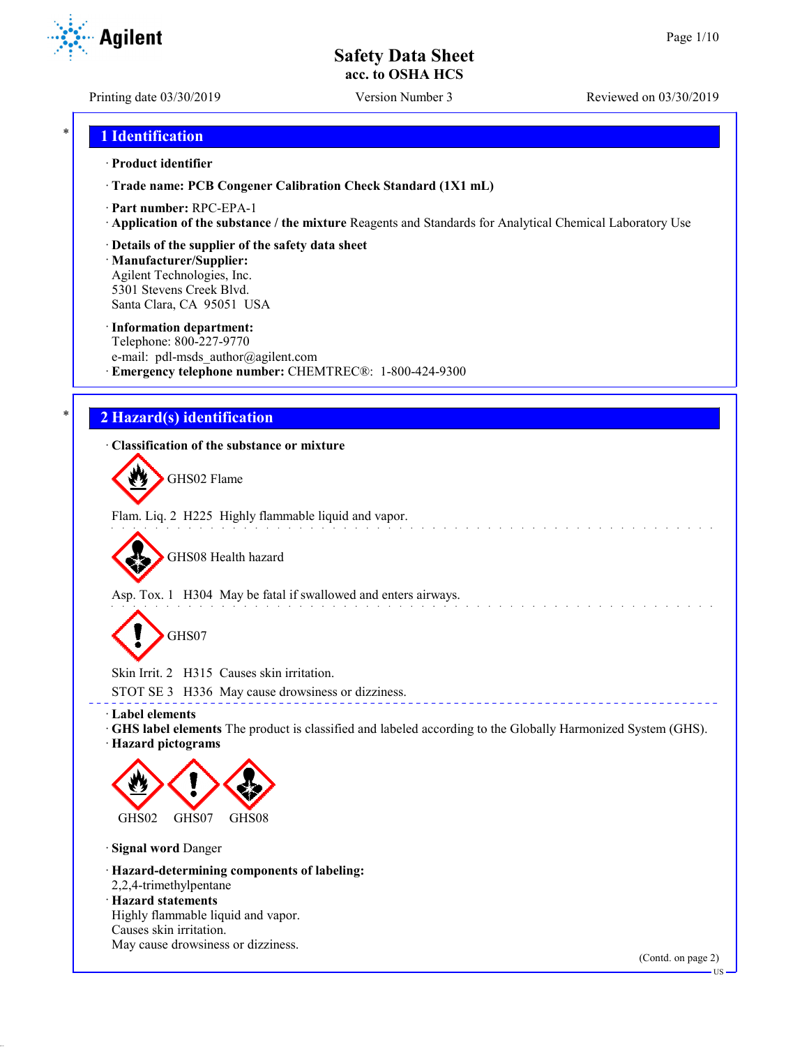# Safety Data Sheet
## acc. to OSHA HCS

Printing date 03/30/2019 | Version Number 3 | Reviewed on 03/30/2019

## 1 Identification

· **Product identifier**

· **Trade name: PCB Congener Calibration Check Standard (1X1 mL)**

· **Part number:** RPC-EPA-1

· **Application of the substance / the mixture** Reagents and Standards for Analytical Chemical Laboratory Use

· **Details of the supplier of the safety data sheet**

· **Manufacturer/Supplier:**
Agilent Technologies, Inc.
5301 Stevens Creek Blvd.
Santa Clara, CA 95051 USA

· **Information department:**
Telephone: 800-227-9770
e-mail: pdl-msds_author@agilent.com

· **Emergency telephone number:** CHEMTREC®: 1-800-424-9300

## 2 Hazard(s) identification

· **Classification of the substance or mixture**

GHS02 Flame

Flam. Liq. 2 H225 Highly flammable liquid and vapor.

GHS08 Health hazard

Asp. Tox. 1 H304 May be fatal if swallowed and enters airways.

GHS07

Skin Irrit. 2 H315 Causes skin irritation.

STOT SE 3 H336 May cause drowsiness or dizziness.

· **Label elements**

· **GHS label elements** The product is classified and labeled according to the Globally Harmonized System (GHS).

· **Hazard pictograms**

GHS02 GHS07 GHS08

· **Signal word** Danger

· **Hazard-determining components of labeling:**
2,2,4-trimethylpentane

· **Hazard statements**
Highly flammable liquid and vapor.
Causes skin irritation.
May cause drowsiness or dizziness.

(Contd. on page 2)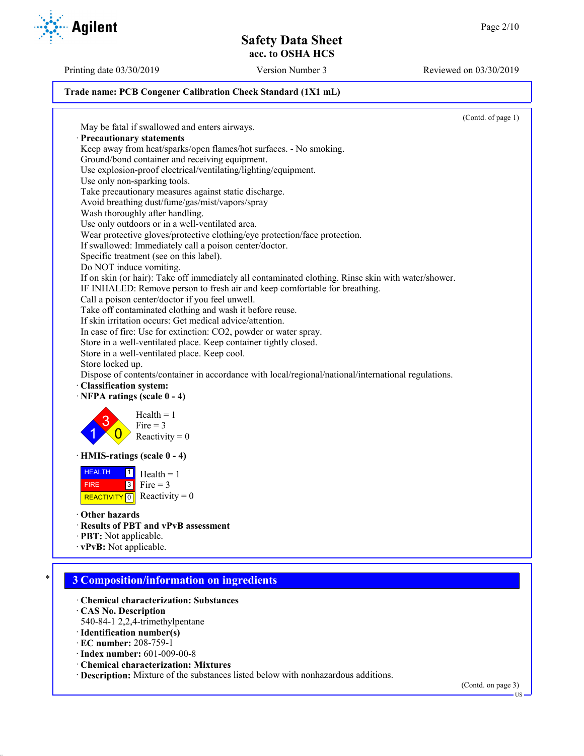(Contd. of page 1)

May be fatal if swallowed and enters airways.

· **Precautionary statements**

Keep away from heat/sparks/open flames/hot surfaces. - No smoking.
Ground/bond container and receiving equipment.
Use explosion-proof electrical/ventilating/lighting/equipment.
Use only non-sparking tools.
Take precautionary measures against static discharge.
Avoid breathing dust/fume/gas/mist/vapors/spray
Wash thoroughly after handling.
Use only outdoors or in a well-ventilated area.
Wear protective gloves/protective clothing/eye protection/face protection.
If swallowed: Immediately call a poison center/doctor.
Specific treatment (see on this label).
Do NOT induce vomiting.
If on skin (or hair): Take off immediately all contaminated clothing. Rinse skin with water/shower.
IF INHALED: Remove person to fresh air and keep comfortable for breathing.
Call a poison center/doctor if you feel unwell.
Take off contaminated clothing and wash it before reuse.
If skin irritation occurs: Get medical advice/attention.
In case of fire: Use for extinction: $CO_2$, powder or water spray.
Store in a well-ventilated place. Keep container tightly closed.
Store in a well-ventilated place. Keep cool.
Store locked up.
Dispose of contents/container in accordance with local/regional/national/international regulations.

· **Classification system:**

· **NFPA ratings (scale 0 - 4)**

Health = 1
Fire = 3
Reactivity = 0

· **HMIS-ratings (scale 0 - 4)**

| | | |
|---|---|---|
| HEALTH | 1 | Health = 1 |
| FIRE | 3 | Fire = 3 |
| REACTIVITY | 0 | Reactivity = 0 |

· **Other hazards**

· **Results of PBT and vPvB assessment**

· **PBT:** Not applicable.

· **vPvB:** Not applicable.

## 3 Composition/information on ingredients

· **Chemical characterization: Substances**

· **CAS No. Description**

540-84-1 2,2,4-trimethylpentane

· **Identification number(s)**

· **EC number:** 208-759-1

· **Index number:** 601-009-00-8

· **Chemical characterization: Mixtures**

· **Description:** Mixture of the substances listed below with nonhazardous additions.

(Contd. on page 3)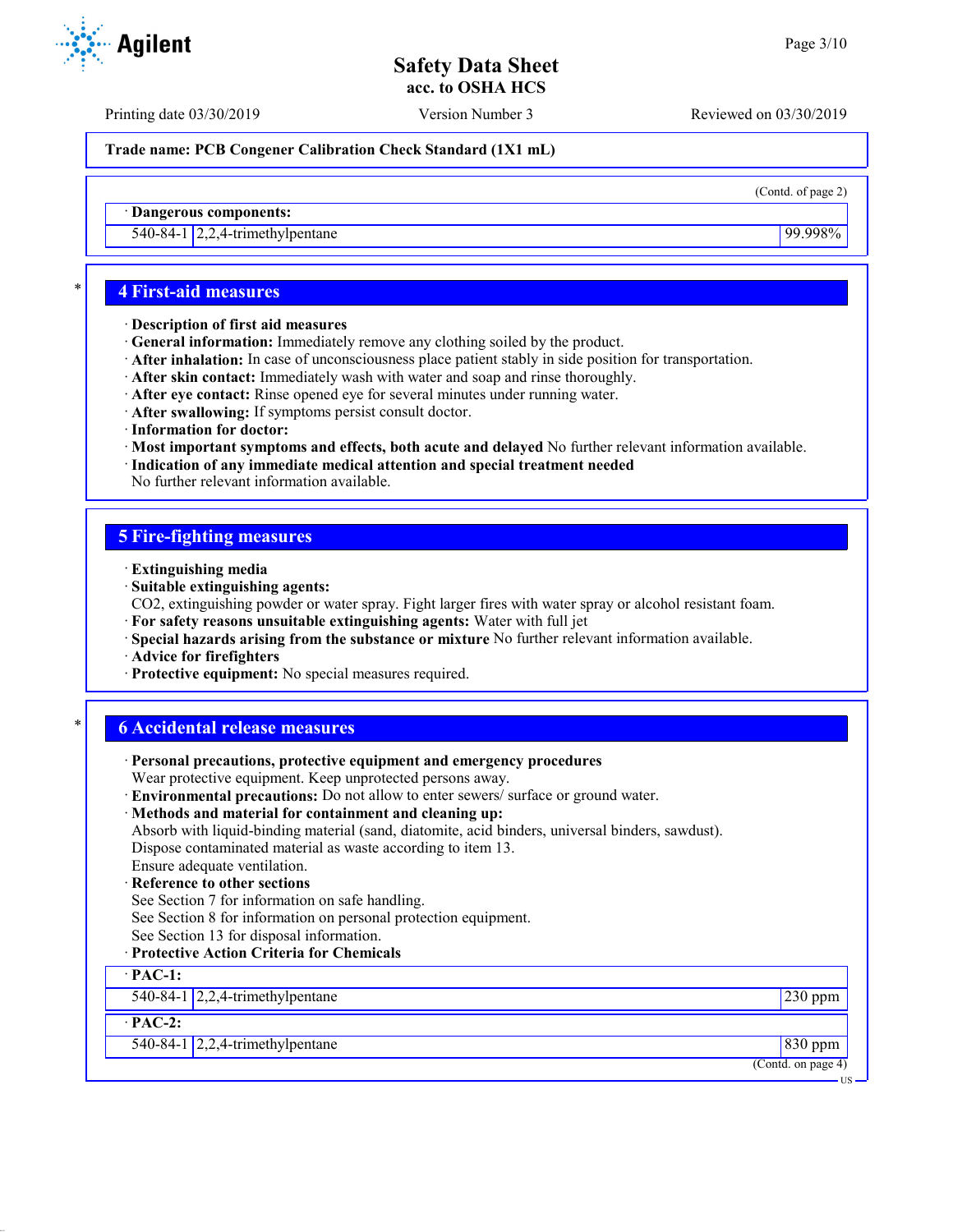**Trade name: PCB Congener Calibration Check Standard (1X1 mL)**

(Contd. of page 2)

· **Dangerous components:**

| | | |
|---|---|---|
| 540-84-1 | 2,2,4-trimethylpentane | 99.998% |

## 4 First-aid measures

· **Description of first aid measures**
· **General information:** Immediately remove any clothing soiled by the product.
· **After inhalation:** In case of unconsciousness place patient stably in side position for transportation.
· **After skin contact:** Immediately wash with water and soap and rinse thoroughly.
· **After eye contact:** Rinse opened eye for several minutes under running water.
· **After swallowing:** If symptoms persist consult doctor.
· **Information for doctor:**
· **Most important symptoms and effects, both acute and delayed** No further relevant information available.
· **Indication of any immediate medical attention and special treatment needed**
No further relevant information available.

## 5 Fire-fighting measures

· **Extinguishing media**
· **Suitable extinguishing agents:**
CO2, extinguishing powder or water spray. Fight larger fires with water spray or alcohol resistant foam.
· **For safety reasons unsuitable extinguishing agents:** Water with full jet
· **Special hazards arising from the substance or mixture** No further relevant information available.
· **Advice for firefighters**
· **Protective equipment:** No special measures required.

## 6 Accidental release measures

· **Personal precautions, protective equipment and emergency procedures**
Wear protective equipment. Keep unprotected persons away.
· **Environmental precautions:** Do not allow to enter sewers/ surface or ground water.
· **Methods and material for containment and cleaning up:**
Absorb with liquid-binding material (sand, diatomite, acid binders, universal binders, sawdust).
Dispose contaminated material as waste according to item 13.
Ensure adequate ventilation.
· **Reference to other sections**
See Section 7 for information on safe handling.
See Section 8 for information on personal protection equipment.
See Section 13 for disposal information.
· **Protective Action Criteria for Chemicals**

| · **PAC-1:** | | |
|---|---|---|
| 540-84-1 | 2,2,4-trimethylpentane | 230 ppm |
| · **PAC-2:** | | |
| 540-84-1 | 2,2,4-trimethylpentane | 830 ppm |

(Contd. on page 4)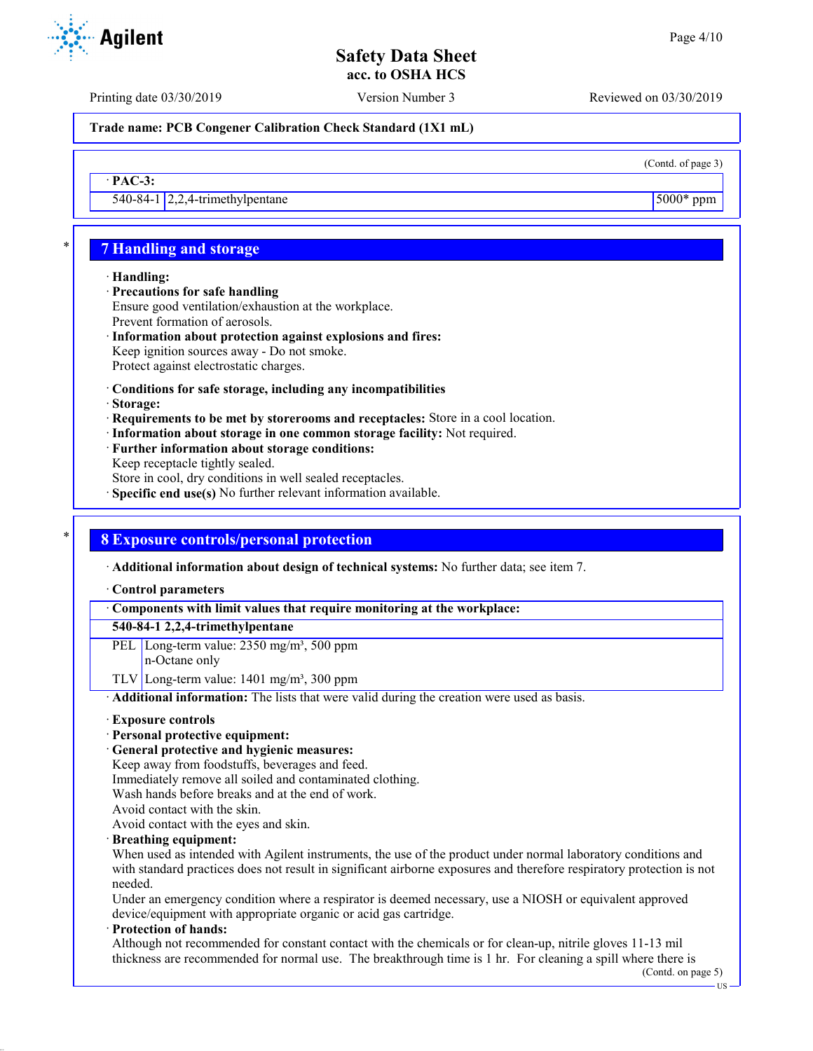Trade name: PCB Congener Calibration Check Standard (1X1 mL)

(Contd. of page 3)

| · PAC-3: | | |
|---|---|---|
| 540-84-1 | 2,2,4-trimethylpentane | 5000* ppm |

## 7 Handling and storage

· **Handling:**
· **Precautions for safe handling**
Ensure good ventilation/exhaustion at the workplace.
Prevent formation of aerosols.
· **Information about protection against explosions and fires:**
Keep ignition sources away - Do not smoke.
Protect against electrostatic charges.

· **Conditions for safe storage, including any incompatibilities**
· **Storage:**
· **Requirements to be met by storerooms and receptacles:** Store in a cool location.
· **Information about storage in one common storage facility:** Not required.
· **Further information about storage conditions:**
Keep receptacle tightly sealed.
Store in cool, dry conditions in well sealed receptacles.
· **Specific end use(s)** No further relevant information available.

## 8 Exposure controls/personal protection

· **Additional information about design of technical systems:** No further data; see item 7.

· **Control parameters**

| · Components with limit values that require monitoring at the workplace: | |
|---|---|
| **540-84-1 2,2,4-trimethylpentane** | |
| PEL | Long-term value: 2350 mg/m³, 500 ppm<br>n-Octane only |
| TLV | Long-term value: 1401 mg/m³, 300 ppm |

· **Additional information:** The lists that were valid during the creation were used as basis.

· **Exposure controls**
· **Personal protective equipment:**
· **General protective and hygienic measures:**
Keep away from foodstuffs, beverages and feed.
Immediately remove all soiled and contaminated clothing.
Wash hands before breaks and at the end of work.
Avoid contact with the skin.
Avoid contact with the eyes and skin.
· **Breathing equipment:**
When used as intended with Agilent instruments, the use of the product under normal laboratory conditions and with standard practices does not result in significant airborne exposures and therefore respiratory protection is not needed.
Under an emergency condition where a respirator is deemed necessary, use a NIOSH or equivalent approved device/equipment with appropriate organic or acid gas cartridge.
· **Protection of hands:**
Although not recommended for constant contact with the chemicals or for clean-up, nitrile gloves 11-13 mil thickness are recommended for normal use. The breakthrough time is 1 hr. For cleaning a spill where there is

(Contd. on page 5)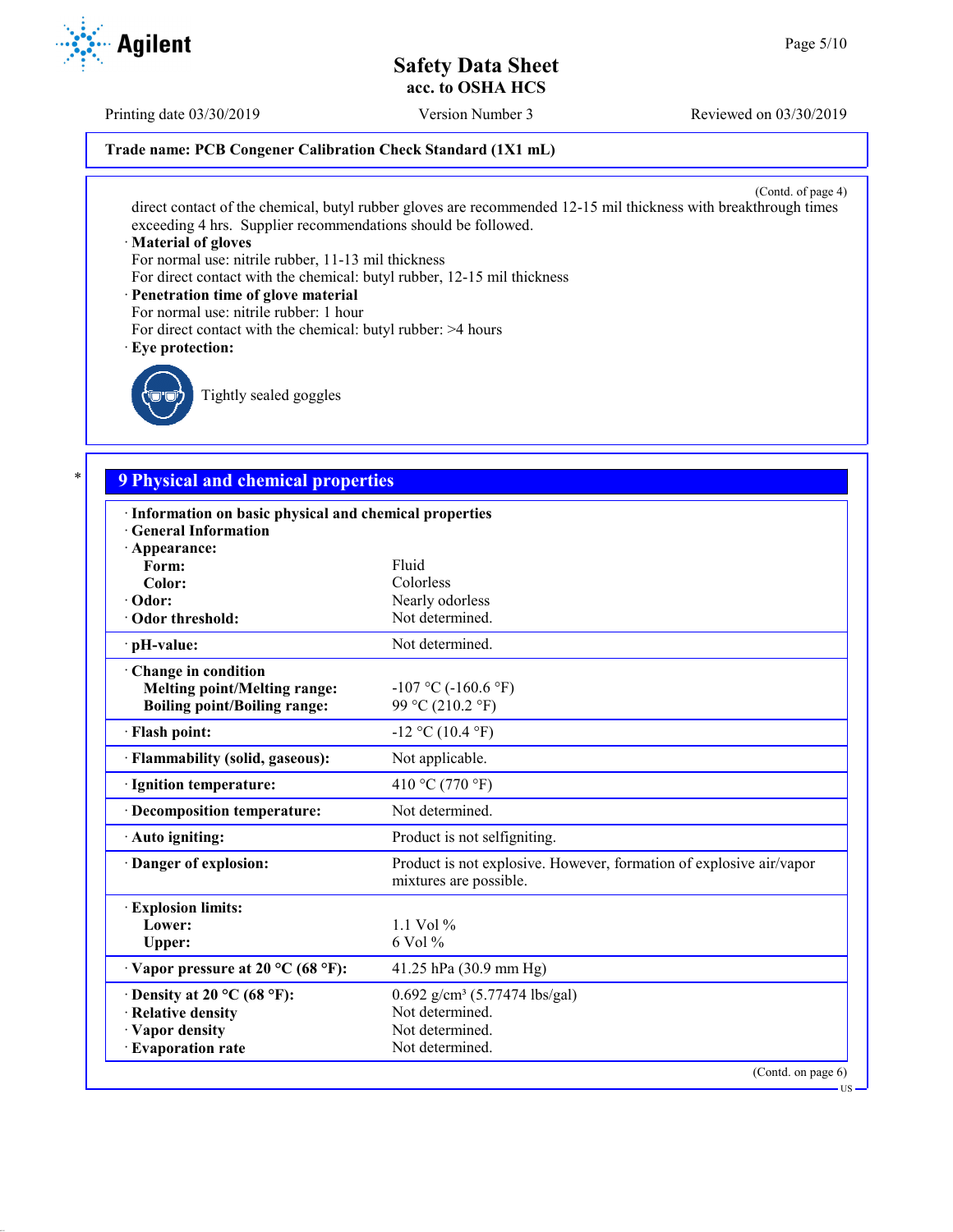Trade name: PCB Congener Calibration Check Standard (1X1 mL)

(Contd. of page 4)

direct contact of the chemical, butyl rubber gloves are recommended 12-15 mil thickness with breakthrough times exceeding 4 hrs. Supplier recommendations should be followed.

· **Material of gloves**

For normal use: nitrile rubber, 11-13 mil thickness

For direct contact with the chemical: butyl rubber, 12-15 mil thickness

· **Penetration time of glove material**

For normal use: nitrile rubber: 1 hour

For direct contact with the chemical: butyl rubber: >4 hours

· **Eye protection:**

Tightly sealed goggles

## 9 Physical and chemical properties

| | |
|---|---|
| · **Information on basic physical and chemical properties** | |
| · **General Information** | |
| · **Appearance:** | |
| **Form:** | Fluid |
| **Color:** | Colorless |
| · **Odor:** | Nearly odorless |
| · **Odor threshold:** | Not determined. |
| · **pH-value:** | Not determined. |
| · **Change in condition** | |
| **Melting point/Melting range:** | -107 °C (-160.6 °F) |
| **Boiling point/Boiling range:** | 99 °C (210.2 °F) |
| · **Flash point:** | -12 °C (10.4 °F) |
| · **Flammability (solid, gaseous):** | Not applicable. |
| · **Ignition temperature:** | 410 °C (770 °F) |
| · **Decomposition temperature:** | Not determined. |
| · **Auto igniting:** | Product is not selfigniting. |
| · **Danger of explosion:** | Product is not explosive. However, formation of explosive air/vapor mixtures are possible. |
| · **Explosion limits:** | |
| **Lower:** | 1.1 Vol % |
| **Upper:** | 6 Vol % |
| · **Vapor pressure at 20 °C (68 °F):** | 41.25 hPa (30.9 mm Hg) |
| · **Density at 20 °C (68 °F):** | 0.692 g/cm³ (5.77474 lbs/gal) |
| · **Relative density** | Not determined. |
| · **Vapor density** | Not determined. |
| · **Evaporation rate** | Not determined. |

(Contd. on page 6)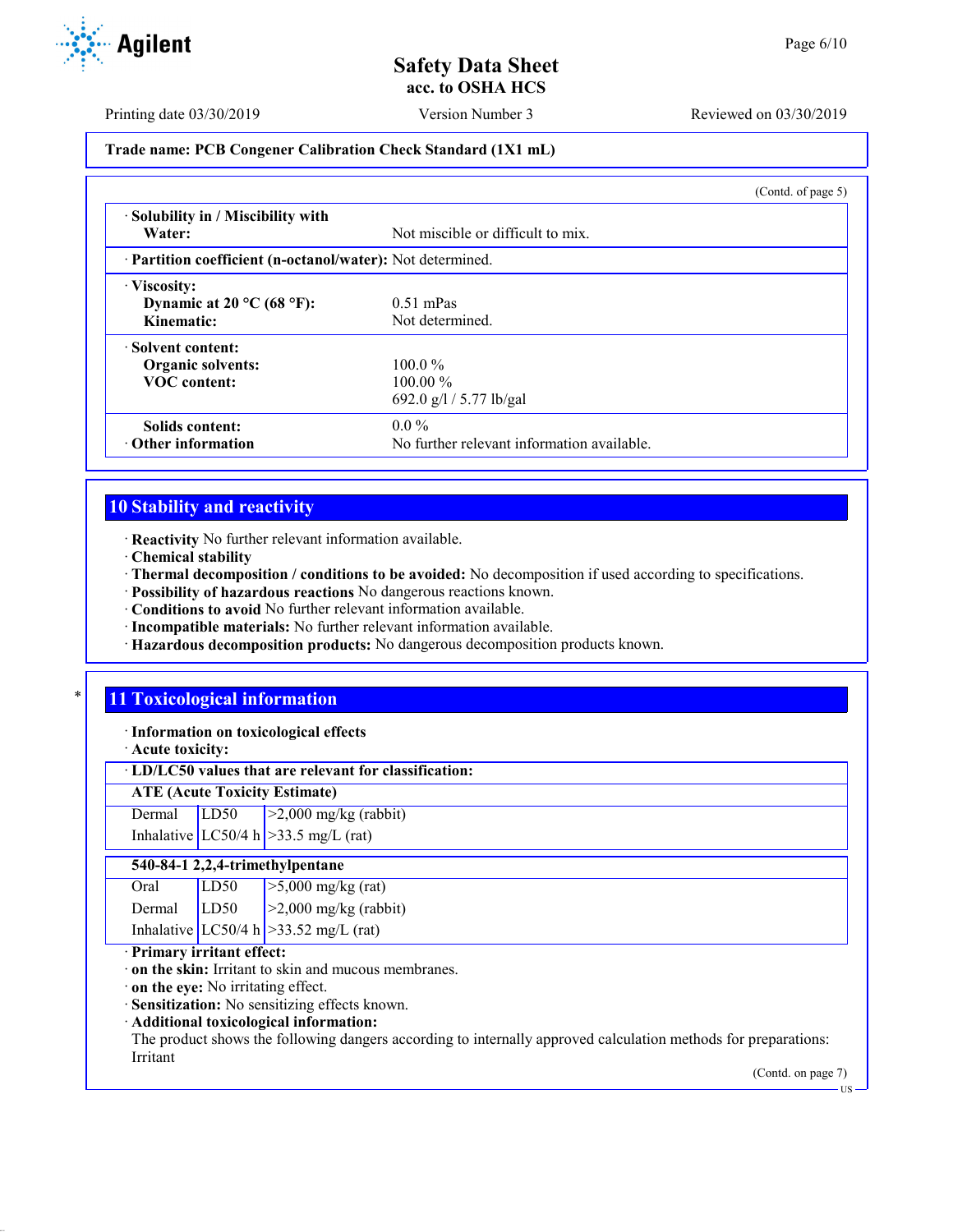(Contd. of page 5)

| · Solubility in / Miscibility with | |
|---|---|
| Water: | Not miscible or difficult to mix. |
| · Partition coefficient (n-octanol/water): | Not determined. |
| · Viscosity: | |
| Dynamic at 20 °C (68 °F): | 0.51 mPas |
| Kinematic: | Not determined. |
| · Solvent content: | |
| Organic solvents: | 100.0 % |
| VOC content: | 100.00 % |
| | 692.0 g/l / 5.77 lb/gal |
| Solids content: | 0.0 % |
| · Other information | No further relevant information available. |

## 10 Stability and reactivity

- · **Reactivity** No further relevant information available.
- · **Chemical stability**
- · **Thermal decomposition / conditions to be avoided:** No decomposition if used according to specifications.
- · **Possibility of hazardous reactions** No dangerous reactions known.
- · **Conditions to avoid** No further relevant information available.
- · **Incompatible materials:** No further relevant information available.
- · **Hazardous decomposition products:** No dangerous decomposition products known.

\* 

## 11 Toxicological information

- · **Information on toxicological effects**
- · **Acute toxicity:**

| · LD/LC50 values that are relevant for classification: | | |
|---|---|---|
| **ATE (Acute Toxicity Estimate)** | | |
| Dermal | LD50 | >2,000 mg/kg (rabbit) |
| Inhalative | LC50/4 h | >33.5 mg/L (rat) |
| **540-84-1 2,2,4-trimethylpentane** | | |
| Oral | LD50 | >5,000 mg/kg (rat) |
| Dermal | LD50 | >2,000 mg/kg (rabbit) |
| Inhalative | LC50/4 h | >33.52 mg/L (rat) |

- · **Primary irritant effect:**
- · **on the skin:** Irritant to skin and mucous membranes.
- · **on the eye:** No irritating effect.
- · **Sensitization:** No sensitizing effects known.
- · **Additional toxicological information:**

The product shows the following dangers according to internally approved calculation methods for preparations: Irritant

(Contd. on page 7)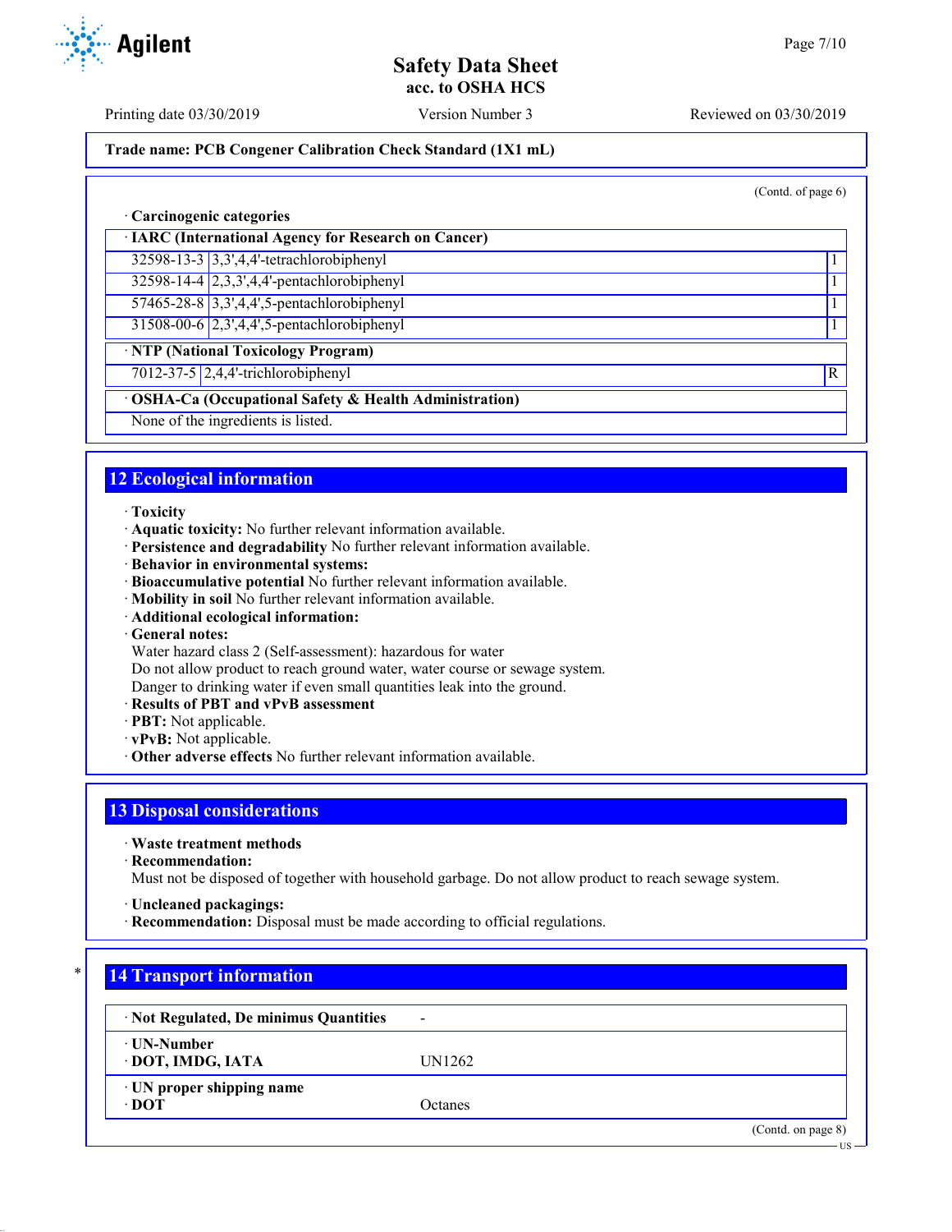(Contd. of page 6)

· **Carcinogenic categories**

· **IARC (International Agency for Research on Cancer)**

| | | |
|---|---|---|
| 32598-13-3 | 3,3',4,4'-tetrachlorobiphenyl | 1 |
| 32598-14-4 | 2,3,3',4,4'-pentachlorobiphenyl | 1 |
| 57465-28-8 | 3,3',4,4',5-pentachlorobiphenyl | 1 |
| 31508-00-6 | 2,3',4,4',5-pentachlorobiphenyl | 1 |

· **NTP (National Toxicology Program)**

| | | |
|---|---|---|
| 7012-37-5 | 2,4,4'-trichlorobiphenyl | R |

· **OSHA-Ca (Occupational Safety & Health Administration)**

None of the ingredients is listed.

## 12 Ecological information

· **Toxicity**
· **Aquatic toxicity:** No further relevant information available.
· **Persistence and degradability** No further relevant information available.
· **Behavior in environmental systems:**
· **Bioaccumulative potential** No further relevant information available.
· **Mobility in soil** No further relevant information available.
· **Additional ecological information:**
· **General notes:**
Water hazard class 2 (Self-assessment): hazardous for water
Do not allow product to reach ground water, water course or sewage system.
Danger to drinking water if even small quantities leak into the ground.
· **Results of PBT and vPvB assessment**
· **PBT:** Not applicable.
· **vPvB:** Not applicable.
· **Other adverse effects** No further relevant information available.

## 13 Disposal considerations

· **Waste treatment methods**
· **Recommendation:**
Must not be disposed of together with household garbage. Do not allow product to reach sewage system.

· **Uncleaned packagings:**
· **Recommendation:** Disposal must be made according to official regulations.

## * 14 Transport information

| | |
|---|---|
| · **Not Regulated, De minimus Quantities** | - |
| · **UN-Number**<br>· **DOT, IMDG, IATA** | UN1262 |
| · **UN proper shipping name**<br>· **DOT** | Octanes |

(Contd. on page 8)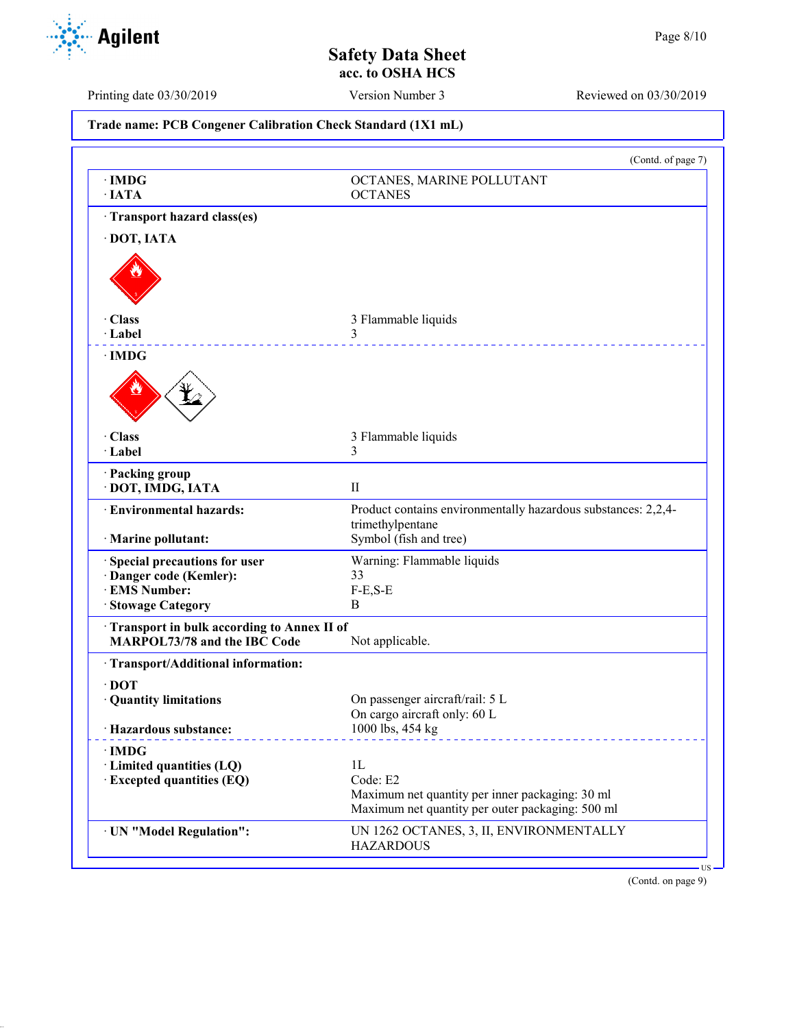**Trade name: PCB Congener Calibration Check Standard (1X1 mL)**

(Contd. of page 7)

| | |
|---|---|
| · **IMDG** | OCTANES, MARINE POLLUTANT |
| · **IATA** | OCTANES |

· **Transport hazard class(es)**

· **DOT, IATA**

| | |
|---|---|
| · **Class** | 3 Flammable liquids |
| · **Label** | 3 |

· **IMDG**

| | |
|---|---|
| · **Class** | 3 Flammable liquids |
| · **Label** | 3 |

| | |
|---|---|
| · **Packing group** | |
| · **DOT, IMDG, IATA** | II |
| · **Environmental hazards:** | Product contains environmentally hazardous substances: 2,2,4-trimethylpentane |
| · **Marine pollutant:** | Symbol (fish and tree) |
| · **Special precautions for user** | Warning: Flammable liquids |
| · **Danger code (Kemler):** | 33 |
| · **EMS Number:** | F-E,S-E |
| · **Stowage Category** | B |
| · **Transport in bulk according to Annex II of MARPOL73/78 and the IBC Code** | Not applicable. |

· **Transport/Additional information:**

· **DOT**

| | |
|---|---|
| · **Quantity limitations** | On passenger aircraft/rail: 5 L<br>On cargo aircraft only: 60 L |
| · **Hazardous substance:** | 1000 lbs, 454 kg |

· **IMDG**

| | |
|---|---|
| · **Limited quantities (LQ)** | 1L |
| · **Excepted quantities (EQ)** | Code: E2<br>Maximum net quantity per inner packaging: 30 ml<br>Maximum net quantity per outer packaging: 500 ml |

| | |
|---|---|
| · **UN "Model Regulation":** | UN 1262 OCTANES, 3, II, ENVIRONMENTALLY HAZARDOUS |

(Contd. on page 9)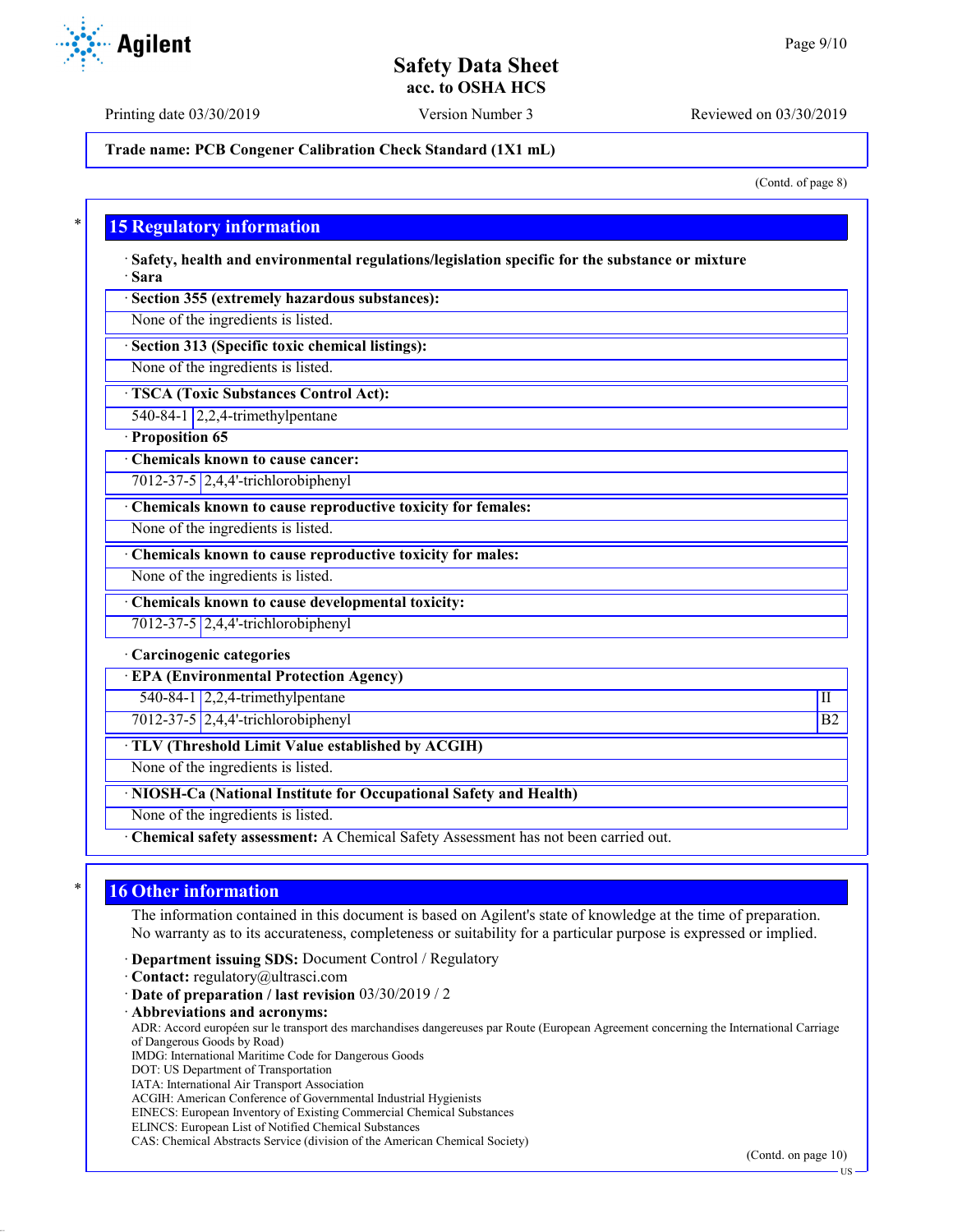(Contd. of page 8)

## 15 Regulatory information

· **Safety, health and environmental regulations/legislation specific for the substance or mixture**
· **Sara**

· **Section 355 (extremely hazardous substances):**

None of the ingredients is listed.

· **Section 313 (Specific toxic chemical listings):**

None of the ingredients is listed.

· **TSCA (Toxic Substances Control Act):**

| 540-84-1 | 2,2,4-trimethylpentane |
|---|---|

· **Proposition 65**

· **Chemicals known to cause cancer:**

| 7012-37-5 | 2,4,4'-trichlorobiphenyl |
|---|---|

· **Chemicals known to cause reproductive toxicity for females:**

None of the ingredients is listed.

· **Chemicals known to cause reproductive toxicity for males:**

None of the ingredients is listed.

· **Chemicals known to cause developmental toxicity:**

| 7012-37-5 | 2,4,4'-trichlorobiphenyl |
|---|---|

· **Carcinogenic categories**

· **EPA (Environmental Protection Agency)**

| 540-84-1 | 2,2,4-trimethylpentane | II |
|---|---|---|
| 7012-37-5 | 2,4,4'-trichlorobiphenyl | B2 |

· **TLV (Threshold Limit Value established by ACGIH)**

None of the ingredients is listed.

· **NIOSH-Ca (National Institute for Occupational Safety and Health)**

None of the ingredients is listed.

· **Chemical safety assessment:** A Chemical Safety Assessment has not been carried out.

## 16 Other information

The information contained in this document is based on Agilent's state of knowledge at the time of preparation. No warranty as to its accurateness, completeness or suitability for a particular purpose is expressed or implied.

· **Department issuing SDS:** Document Control / Regulatory
· **Contact:** regulatory@ultrasci.com
· **Date of preparation / last revision** 03/30/2019 / 2
· **Abbreviations and acronyms:**

ADR: Accord européen sur le transport des marchandises dangereuses par Route (European Agreement concerning the International Carriage of Dangerous Goods by Road)
IMDG: International Maritime Code for Dangerous Goods
DOT: US Department of Transportation
IATA: International Air Transport Association
ACGIH: American Conference of Governmental Industrial Hygienists
EINECS: European Inventory of Existing Commercial Chemical Substances
ELINCS: European List of Notified Chemical Substances
CAS: Chemical Abstracts Service (division of the American Chemical Society)

(Contd. on page 10)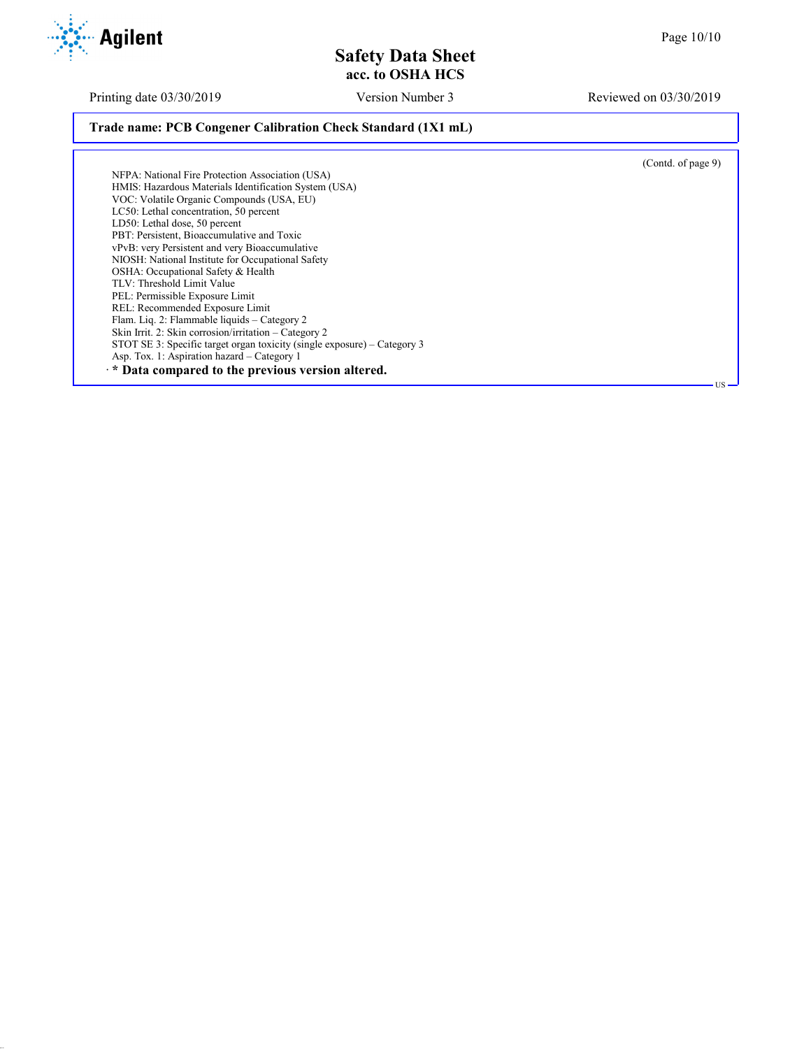Trade name: PCB Congener Calibration Check Standard (1X1 mL)

(Contd. of page 9)

NFPA: National Fire Protection Association (USA)
HMIS: Hazardous Materials Identification System (USA)
VOC: Volatile Organic Compounds (USA, EU)
LC50: Lethal concentration, 50 percent
LD50: Lethal dose, 50 percent
PBT: Persistent, Bioaccumulative and Toxic
vPvB: very Persistent and very Bioaccumulative
NIOSH: National Institute for Occupational Safety
OSHA: Occupational Safety & Health
TLV: Threshold Limit Value
PEL: Permissible Exposure Limit
REL: Recommended Exposure Limit
Flam. Liq. 2: Flammable liquids – Category 2
Skin Irrit. 2: Skin corrosion/irritation – Category 2
STOT SE 3: Specific target organ toxicity (single exposure) – Category 3
Asp. Tox. 1: Aspiration hazard – Category 1

· **\* Data compared to the previous version altered.**

US